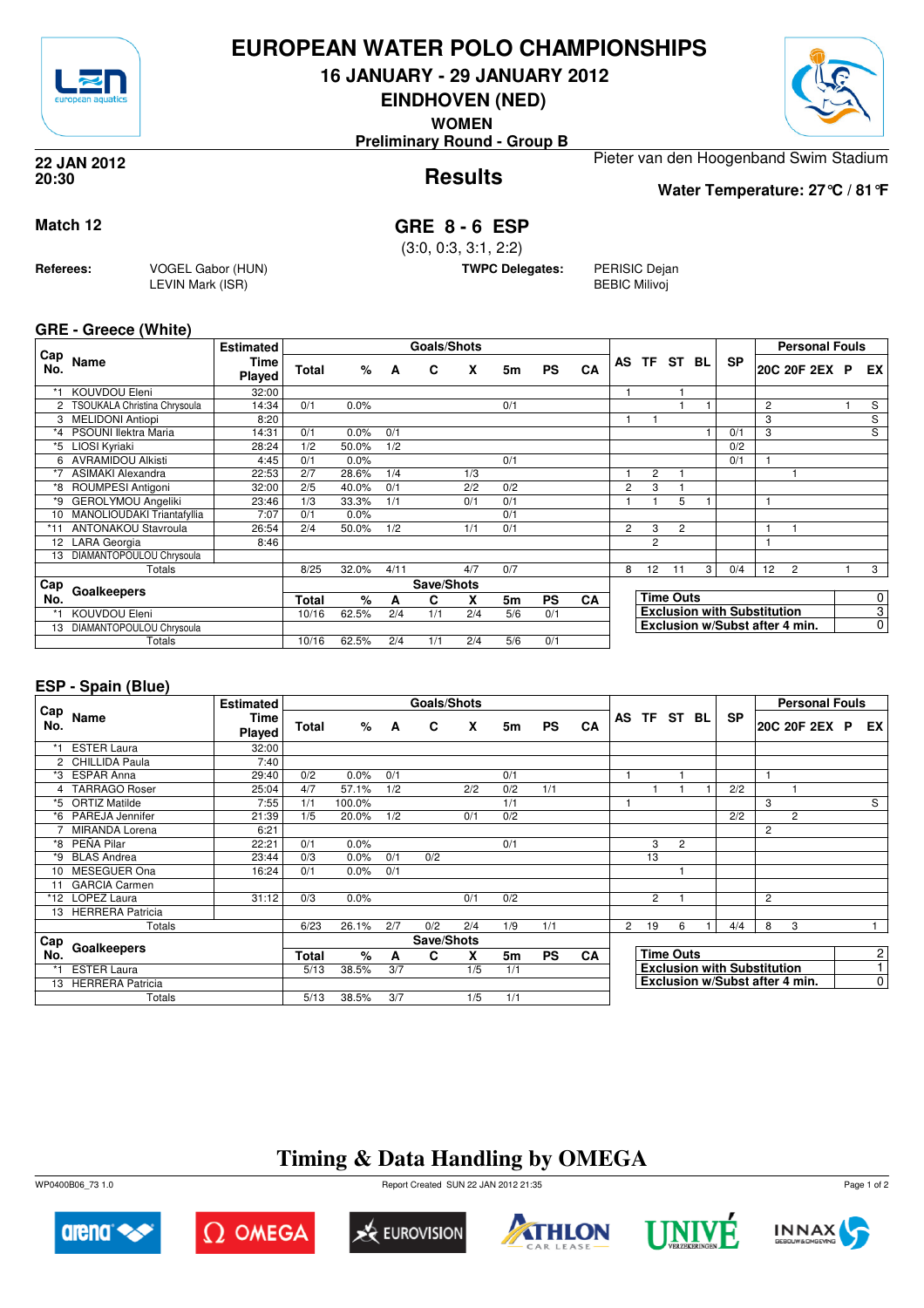# EUROPEAN WATER POLO CHAMPIONSHIPS

## 16 JANUARY - 29 JANUARY 2012

## EINDHOVEN (NED)

**WOMEN**

**Preliminary Round - Group B**

**22 JAN 2012**
**20:30**

## Results

Pieter van den Hoogenband Swim Stadium

**Water Temperature: 27°C / 81°F**

**Match 12**

## GRE 8 - 6 ESP

(3:0, 0:3, 3:1, 2:2)

**Referees:** VOGEL Gabor (HUN), LEVIN Mark (ISR)

**TWPC Delegates:** PERISIC Dejan, BEBIC Milivoj

### GRE - Greece (White)

| Cap No. | Name | Estimated Time Played | Total | % | A | C | X | 5m | PS | CA | AS | TF | ST | BL | SP | 20C | 20F | 2EX | P | EX |
|---|---|---|---|---|---|---|---|---|---|---|---|---|---|---|---|---|---|---|---|---|
| *1 | KOUVDOU Eleni | 32:00 | | | | | | | | | 1 | | 1 | | | | | | | |
| 2 | TSOUKALA Christina Chrysoula | 14:34 | 0/1 | 0.0% | | | | 0/1 | | | | | 1 | 1 | | 2 | | | 1 | S |
| 3 | MELIDONI Antiopi | 8:20 | | | | | | | | | 1 | 1 | | | | 3 | | | | S |
| *4 | PSOUNI Ilektra Maria | 14:31 | 0/1 | 0.0% | 0/1 | | | | | | | | | 1 | 0/1 | 3 | | | | S |
| *5 | LIOSI Kyriaki | 28:24 | 1/2 | 50.0% | 1/2 | | | | | | | | | | 0/2 | | | | | |
| 6 | AVRAMIDOU Alkisti | 4:45 | 0/1 | 0.0% | | | | 0/1 | | | | | | | 0/1 | 1 | | | | |
| *7 | ASIMAKI Alexandra | 22:53 | 2/7 | 28.6% | 1/4 | | 1/3 | | | | 1 | 2 | 1 | | | | 1 | | | |
| *8 | ROUMPESI Antigoni | 32:00 | 2/5 | 40.0% | 0/1 | | 2/2 | 0/2 | | | 2 | 3 | 1 | | | | | | | |
| *9 | GEROLYMOU Angeliki | 23:46 | 1/3 | 33.3% | 1/1 | | 0/1 | 0/1 | | | 1 | 1 | 5 | 1 | | 1 | | | | |
| 10 | MANOLIOUDAKI Triantafyllia | 7:07 | 0/1 | 0.0% | | | | 0/1 | | | | | | | | | | | | |
| *11 | ANTONAKOU Stavroula | 26:54 | 2/4 | 50.0% | 1/2 | | 1/1 | 0/1 | | | 2 | 3 | 2 | | | 1 | 1 | | | |
| 12 | LARA Georgia | 8:46 | | | | | | | | | | 2 | | | | 1 | | | | |
| 13 | DIAMANTOPOULOU Chrysoula | | | | | | | | | | | | | | | | | | | |
| | Totals | | 8/25 | 32.0% | 4/11 | | 4/7 | 0/7 | | | 8 | 12 | 11 | 3 | 0/4 | 12 | 2 | | 1 | 3 |

| Cap No. | Goalkeepers | Total | % | A | C | X | 5m | PS | CA |
|---|---|---|---|---|---|---|---|---|---|
| *1 | KOUVDOU Eleni | 10/16 | 62.5% | 2/4 | 1/1 | 2/4 | 5/6 | 0/1 | |
| 13 | DIAMANTOPOULOU Chrysoula | | | | | | | | |
| | Totals | 10/16 | 62.5% | 2/4 | 1/1 | 2/4 | 5/6 | 0/1 | |

| | |
|---|---|
| Time Outs | 0 |
| Exclusion with Substitution | 3 |
| Exclusion w/Subst after 4 min. | 0 |

### ESP - Spain (Blue)

| Cap No. | Name | Estimated Time Played | Total | % | A | C | X | 5m | PS | CA | AS | TF | ST | BL | SP | 20C | 20F | 2EX | P | EX |
|---|---|---|---|---|---|---|---|---|---|---|---|---|---|---|---|---|---|---|---|---|
| *1 | ESTER Laura | 32:00 | | | | | | | | | | | | | | | | | | |
| 2 | CHILLIDA Paula | 7:40 | | | | | | | | | | | | | | | | | | |
| *3 | ESPAR Anna | 29:40 | 0/2 | 0.0% | 0/1 | | | 0/1 | | | 1 | | 1 | | | 1 | | | | |
| 4 | TARRAGO Roser | 25:04 | 4/7 | 57.1% | 1/2 | | 2/2 | 0/2 | 1/1 | | | 1 | 1 | 1 | 2/2 | | 1 | | | |
| *5 | ORTIZ Matilde | 7:55 | 1/1 | 100.0% | | | | 1/1 | | | 1 | | | | | 3 | | | | S |
| *6 | PAREJA Jennifer | 21:39 | 1/5 | 20.0% | 1/2 | | 0/1 | 0/2 | | | | | | | 2/2 | | 2 | | | |
| 7 | MIRANDA Lorena | 6:21 | | | | | | | | | | | | | | 2 | | | | |
| *8 | PEÑA Pilar | 22:21 | 0/1 | 0.0% | | | | 0/1 | | | | 3 | 2 | | | | | | | |
| *9 | BLAS Andrea | 23:44 | 0/3 | 0.0% | 0/1 | 0/2 | | | | | | 13 | | | | | | | | |
| 10 | MESEGUER Ona | 16:24 | 0/1 | 0.0% | 0/1 | | | | | | | | 1 | | | | | | | |
| 11 | GARCIA Carmen | | | | | | | | | | | | | | | | | | | |
| *12 | LOPEZ Laura | 31:12 | 0/3 | 0.0% | | | 0/1 | 0/2 | | | | 2 | 1 | | | 2 | | | | |
| 13 | HERRERA Patricia | | | | | | | | | | | | | | | | | | | |
| | Totals | | 6/23 | 26.1% | 2/7 | 0/2 | 2/4 | 1/9 | 1/1 | | 2 | 19 | 6 | 1 | 4/4 | 8 | 3 | | | 1 |

| Cap No. | Goalkeepers | Total | % | A | C | X | 5m | PS | CA |
|---|---|---|---|---|---|---|---|---|---|
| *1 | ESTER Laura | 5/13 | 38.5% | 3/7 | | 1/5 | 1/1 | | |
| 13 | HERRERA Patricia | | | | | | | | |
| | Totals | 5/13 | 38.5% | 3/7 | | 1/5 | 1/1 | | |

| | |
|---|---|
| Time Outs | 2 |
| Exclusion with Substitution | 1 |
| Exclusion w/Subst after 4 min. | 0 |

## Timing & Data Handling by OMEGA

WP0400B06_73 1.0 — Report Created SUN 22 JAN 2012 21:35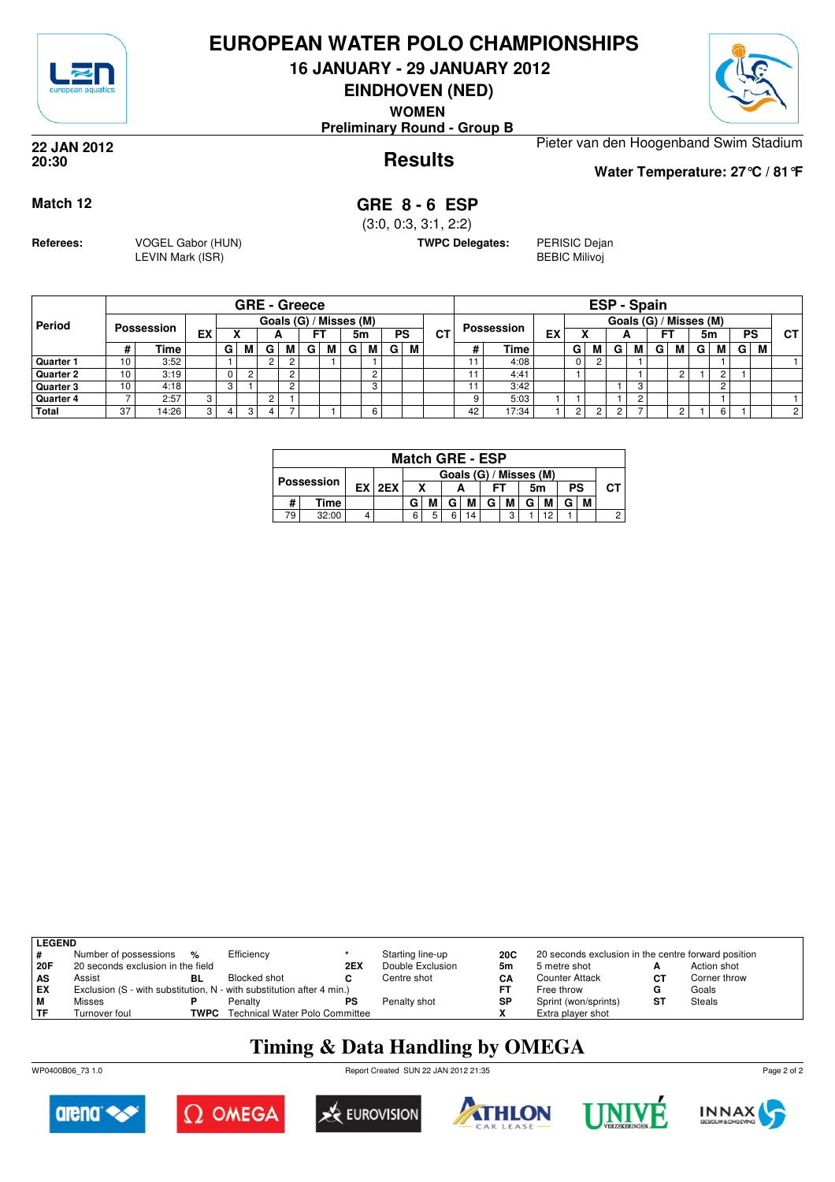# EUROPEAN WATER POLO CHAMPIONSHIPS

**16 JANUARY - 29 JANUARY 2012**

**EINDHOVEN (NED)**

**WOMEN**

**Preliminary Round - Group B**

**22 JAN 2012**
**20:30**

## Results

Pieter van den Hoogenband Swim Stadium

**Water Temperature: 27°C / 81°F**

**Match 12**

## GRE 8 - 6 ESP

(3:0, 0:3, 3:1, 2:2)

**Referees:** VOGEL Gabor (HUN), LEVIN Mark (ISR)

**TWPC Delegates:** PERISIC Dejan, BEBIC Milivoj

| Period | GRE - Greece | | | | | | | | | | | | | | | ESP - Spain | | | | | | | | | | | | | | |
|---|---|---|---|---|---|---|---|---|---|---|---|---|---|---|---|---|---|---|---|---|---|---|---|---|---|---|---|---|---|---|
| | Possession | | EX | Goals (G) / Misses (M) | | | | | | | | | | CT | Possession | | EX | Goals (G) / Misses (M) | | | | | | | | | | CT |
| | | | | X | | A | | FT | | 5m | | PS | | | | | | X | | A | | FT | | 5m | | PS | | |
| | # | Time | | G | M | G | M | G | M | G | M | G | M | | # | Time | | G | M | G | M | G | M | G | M | G | M | |
| Quarter 1 | 10 | 3:52 | | 1 | | 2 | 2 | | 1 | | 1 | | | | 11 | 4:08 | | 0 | 2 | | 1 | | | | 1 | | | 1 |
| Quarter 2 | 10 | 3:19 | | 0 | 2 | | 2 | | | | 2 | | | | 11 | 4:41 | | 1 | | | 1 | | 2 | 1 | 2 | 1 | | |
| Quarter 3 | 10 | 4:18 | | 3 | 1 | | 2 | | | | 3 | | | | 11 | 3:42 | | | | 1 | 3 | | | | 2 | | | |
| Quarter 4 | 7 | 2:57 | 3 | | | 2 | 1 | | | | | | | | 9 | 5:03 | 1 | 1 | | 1 | 2 | | | | 1 | | | 1 |
| Total | 37 | 14:26 | 3 | 4 | 3 | 4 | 7 | | 1 | | 6 | | | | 42 | 17:34 | 1 | 2 | 2 | 2 | 7 | | 2 | 1 | 6 | 1 | | 2 |

| Match GRE - ESP | | | | | | | | | | | | | | |
|---|---|---|---|---|---|---|---|---|---|---|---|---|---|---|
| Possession | | EX | 2EX | Goals (G) / Misses (M) | | | | | | | | | | CT |
| | | | | X | | A | | FT | | 5m | | PS | | |
| # | Time | | | G | M | G | M | G | M | G | M | G | M | |
| 79 | 32:00 | 4 | | 6 | 5 | 6 | 14 | | 3 | 1 | 12 | 1 | | 2 |

| LEGEND | | | | | | | |
|---|---|---|---|---|---|---|---|
| # | Number of possessions | % | Efficiency | * | Starting line-up | 20C | 20 seconds exclusion in the centre forward position |
| 20F | 20 seconds exclusion in the field | | | 2EX | Double Exclusion | 5m | 5 metre shot |
| AS | Assist | BL | Blocked shot | C | Centre shot | CA | Counter Attack |
| EX | Exclusion (S - with substitution, N - with substitution after 4 min.) | | | | | FT | Free throw |
| M | Misses | P | Penalty | PS | Penalty shot | SP | Sprint (won/sprints) |
| TF | Turnover foul | TWPC | Technical Water Polo Committee | | | X | Extra player shot |
| A | Action shot | CT | Corner throw | G | Goals | ST | Steals |

## Timing & Data Handling by OMEGA

WP0400B06_73 1.0 Report Created SUN 22 JAN 2012 21:35